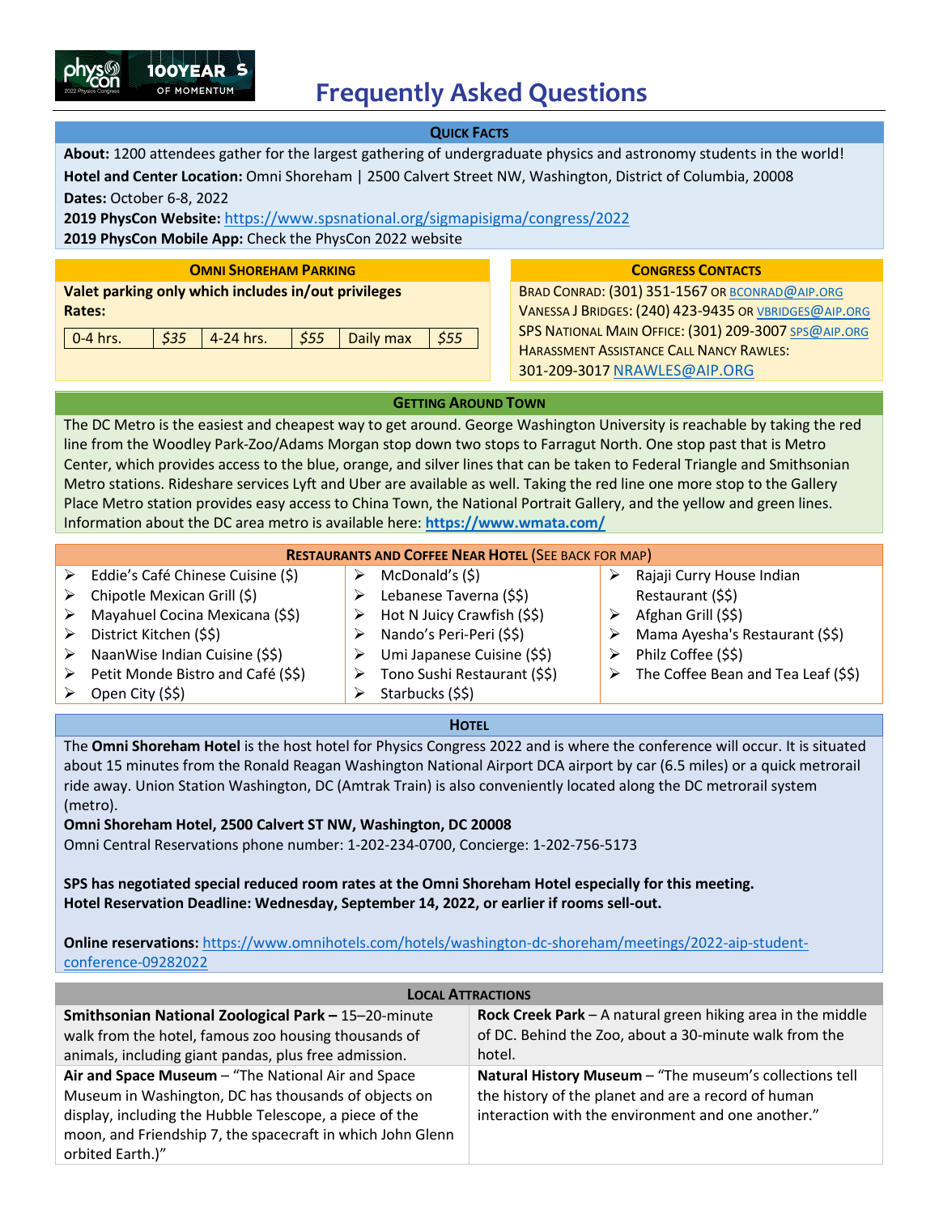# Frequently Asked Questions

## Quick Facts

**About:** 1200 attendees gather for the largest gathering of undergraduate physics and astronomy students in the world!

**Hotel and Center Location:** Omni Shoreham | 2500 Calvert Street NW, Washington, District of Columbia, 20008

**Dates:** October 6-8, 2022

**2019 PhysCon Website:** https://www.spsnational.org/sigmapisigma/congress/2022

**2019 PhysCon Mobile App:** Check the PhysCon 2022 website

## Omni Shoreham Parking

**Valet parking only which includes in/out privileges**

**Rates:**

| 0-4 hrs. | *$35* | 4-24 hrs. | *$55* | Daily max | *$55* |
|---|---|---|---|---|---|

## Congress Contacts

Brad Conrad: (301) 351-1567 or bconrad@aip.org

Vanessa J Bridges: (240) 423-9435 or vbridges@aip.org

SPS National Main Office: (301) 209-3007 sps@aip.org

Harassment Assistance Call Nancy Rawles: 301-209-3017 nrawles@aip.org

## Getting Around Town

The DC Metro is the easiest and cheapest way to get around. George Washington University is reachable by taking the red line from the Woodley Park-Zoo/Adams Morgan stop down two stops to Farragut North. One stop past that is Metro Center, which provides access to the blue, orange, and silver lines that can be taken to Federal Triangle and Smithsonian Metro stations. Rideshare services Lyft and Uber are available as well. Taking the red line one more stop to the Gallery Place Metro station provides easy access to China Town, the National Portrait Gallery, and the yellow and green lines. Information about the DC area metro is available here: **https://www.wmata.com/**

## Restaurants and Coffee Near Hotel (See back for map)

- Eddie's Café Chinese Cuisine ($)
- Chipotle Mexican Grill ($)
- Mayahuel Cocina Mexicana ($$)
- District Kitchen ($$)
- NaanWise Indian Cuisine ($$)
- Petit Monde Bistro and Café ($$)
- Open City ($$)
- McDonald's ($)
- Lebanese Taverna ($$)
- Hot N Juicy Crawfish ($$)
- Nando's Peri-Peri ($$)
- Umi Japanese Cuisine ($$)
- Tono Sushi Restaurant ($$)
- Starbucks ($$)
- Rajaji Curry House Indian Restaurant ($$)
- Afghan Grill ($$)
- Mama Ayesha's Restaurant ($$)
- Philz Coffee ($$)
- The Coffee Bean and Tea Leaf ($$)

## Hotel

The **Omni Shoreham Hotel** is the host hotel for Physics Congress 2022 and is where the conference will occur. It is situated about 15 minutes from the Ronald Reagan Washington National Airport DCA airport by car (6.5 miles) or a quick metrorail ride away. Union Station Washington, DC (Amtrak Train) is also conveniently located along the DC metrorail system (metro).

**Omni Shoreham Hotel, 2500 Calvert ST NW, Washington, DC 20008**

Omni Central Reservations phone number: 1-202-234-0700, Concierge: 1-202-756-5173

**SPS has negotiated special reduced room rates at the Omni Shoreham Hotel especially for this meeting.**
**Hotel Reservation Deadline: Wednesday, September 14, 2022, or earlier if rooms sell-out.**

**Online reservations:** https://www.omnihotels.com/hotels/washington-dc-shoreham/meetings/2022-aip-student-conference-09282022

## Local Attractions

**Smithsonian National Zoological Park –** 15–20-minute walk from the hotel, famous zoo housing thousands of animals, including giant pandas, plus free admission.

**Rock Creek Park** – A natural green hiking area in the middle of DC. Behind the Zoo, about a 30-minute walk from the hotel.

**Air and Space Museum** – "The National Air and Space Museum in Washington, DC has thousands of objects on display, including the Hubble Telescope, a piece of the moon, and Friendship 7, the spacecraft in which John Glenn orbited Earth.)"

**Natural History Museum** – "The museum's collections tell the history of the planet and are a record of human interaction with the environment and one another."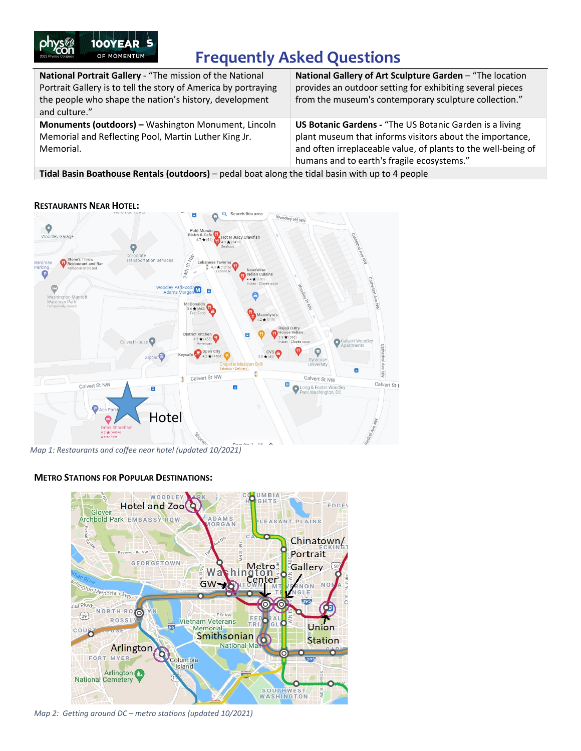# Frequently Asked Questions

| | |
|---|---|
| **National Portrait Gallery** - "The mission of the National Portrait Gallery is to tell the story of America by portraying the people who shape the nation's history, development and culture." | **National Gallery of Art Sculpture Garden** – "The location provides an outdoor setting for exhibiting several pieces from the museum's contemporary sculpture collection." |
| **Monuments (outdoors) –** Washington Monument, Lincoln Memorial and Reflecting Pool, Martin Luther King Jr. Memorial. | **US Botanic Gardens -** "The US Botanic Garden is a living plant museum that informs visitors about the importance, and often irreplaceable value, of plants to the well-being of humans and to earth's fragile ecosystems." |
| **Tidal Basin Boathouse Rentals (outdoors)** – pedal boat along the tidal basin with up to 4 people | |

## Restaurants Near Hotel:

*Map 1: Restaurants and coffee near hotel (updated 10/2021)*

## Metro Stations for Popular Destinations:

*Map 2: Getting around DC – metro stations (updated 10/2021)*